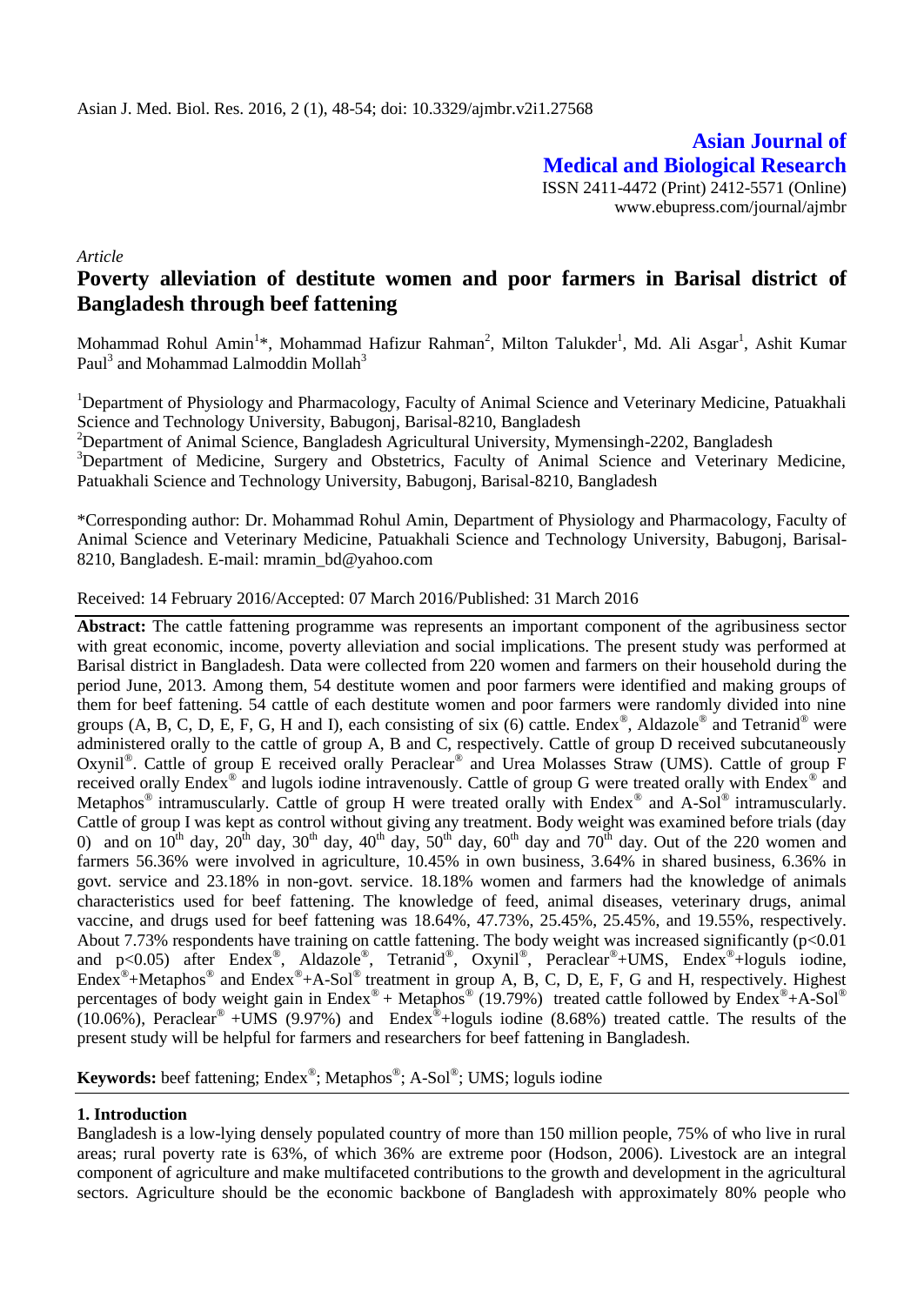*Article*

# Poverty alleviation of destitute women and poor farmers in Barisal district of Bangladesh through beef fattening

Mohammad Rohul Amin[1]*, Mohammad Hafizur Rahman[2], Milton Talukder[1], Md. Ali Asgar[1], Ashit Kumar Paul[3] and Mohammad Lalmoddin Mollah[3]

[1]Department of Physiology and Pharmacology, Faculty of Animal Science and Veterinary Medicine, Patuakhali Science and Technology University, Babugonj, Barisal-8210, Bangladesh

[2]Department of Animal Science, Bangladesh Agricultural University, Mymensingh-2202, Bangladesh

[3]Department of Medicine, Surgery and Obstetrics, Faculty of Animal Science and Veterinary Medicine, Patuakhali Science and Technology University, Babugonj, Barisal-8210, Bangladesh

*Corresponding author: Dr. Mohammad Rohul Amin, Department of Physiology and Pharmacology, Faculty of Animal Science and Veterinary Medicine, Patuakhali Science and Technology University, Babugonj, Barisal-8210, Bangladesh. E-mail: mramin_bd@yahoo.com

Received: 14 February 2016/Accepted: 07 March 2016/Published: 31 March 2016

**Abstract:** The cattle fattening programme was represents an important component of the agribusiness sector with great economic, income, poverty alleviation and social implications. The present study was performed at Barisal district in Bangladesh. Data were collected from 220 women and farmers on their household during the period June, 2013. Among them, 54 destitute women and poor farmers were identified and making groups of them for beef fattening. 54 cattle of each destitute women and poor farmers were randomly divided into nine groups (A, B, C, D, E, F, G, H and I), each consisting of six (6) cattle. Endex®, Aldazole® and Tetranid® were administered orally to the cattle of group A, B and C, respectively. Cattle of group D received subcutaneously Oxynil®. Cattle of group E received orally Peraclear® and Urea Molasses Straw (UMS). Cattle of group F received orally Endex® and lugols iodine intravenously. Cattle of group G were treated orally with Endex® and Metaphos® intramuscularly. Cattle of group H were treated orally with Endex® and A-Sol® intramuscularly. Cattle of group I was kept as control without giving any treatment. Body weight was examined before trials (day 0) and on $10^{th}$ day, $20^{th}$ day, $30^{th}$ day, $40^{th}$ day, $50^{th}$ day, $60^{th}$ day and $70^{th}$ day. Out of the 220 women and farmers 56.36% were involved in agriculture, 10.45% in own business, 3.64% in shared business, 6.36% in govt. service and 23.18% in non-govt. service. 18.18% women and farmers had the knowledge of animals characteristics used for beef fattening. The knowledge of feed, animal diseases, veterinary drugs, animal vaccine, and drugs used for beef fattening was 18.64%, 47.73%, 25.45%, 25.45%, and 19.55%, respectively. About 7.73% respondents have training on cattle fattening. The body weight was increased significantly ($p<0.01$ and $p<0.05$) after Endex®, Aldazole®, Tetranid®, Oxynil®, Peraclear®+UMS, Endex®+loguls iodine, Endex®+Metaphos® and Endex®+A-Sol® treatment in group A, B, C, D, E, F, G and H, respectively. Highest percentages of body weight gain in Endex® + Metaphos® (19.79%) treated cattle followed by Endex®+A-Sol® (10.06%), Peraclear® +UMS (9.97%) and Endex®+loguls iodine (8.68%) treated cattle. The results of the present study will be helpful for farmers and researchers for beef fattening in Bangladesh.

**Keywords:** beef fattening; Endex®; Metaphos®; A-Sol®; UMS; loguls iodine

## 1. Introduction

Bangladesh is a low-lying densely populated country of more than 150 million people, 75% of who live in rural areas; rural poverty rate is 63%, of which 36% are extreme poor (Hodson, 2006). Livestock are an integral component of agriculture and make multifaceted contributions to the growth and development in the agricultural sectors. Agriculture should be the economic backbone of Bangladesh with approximately 80% people who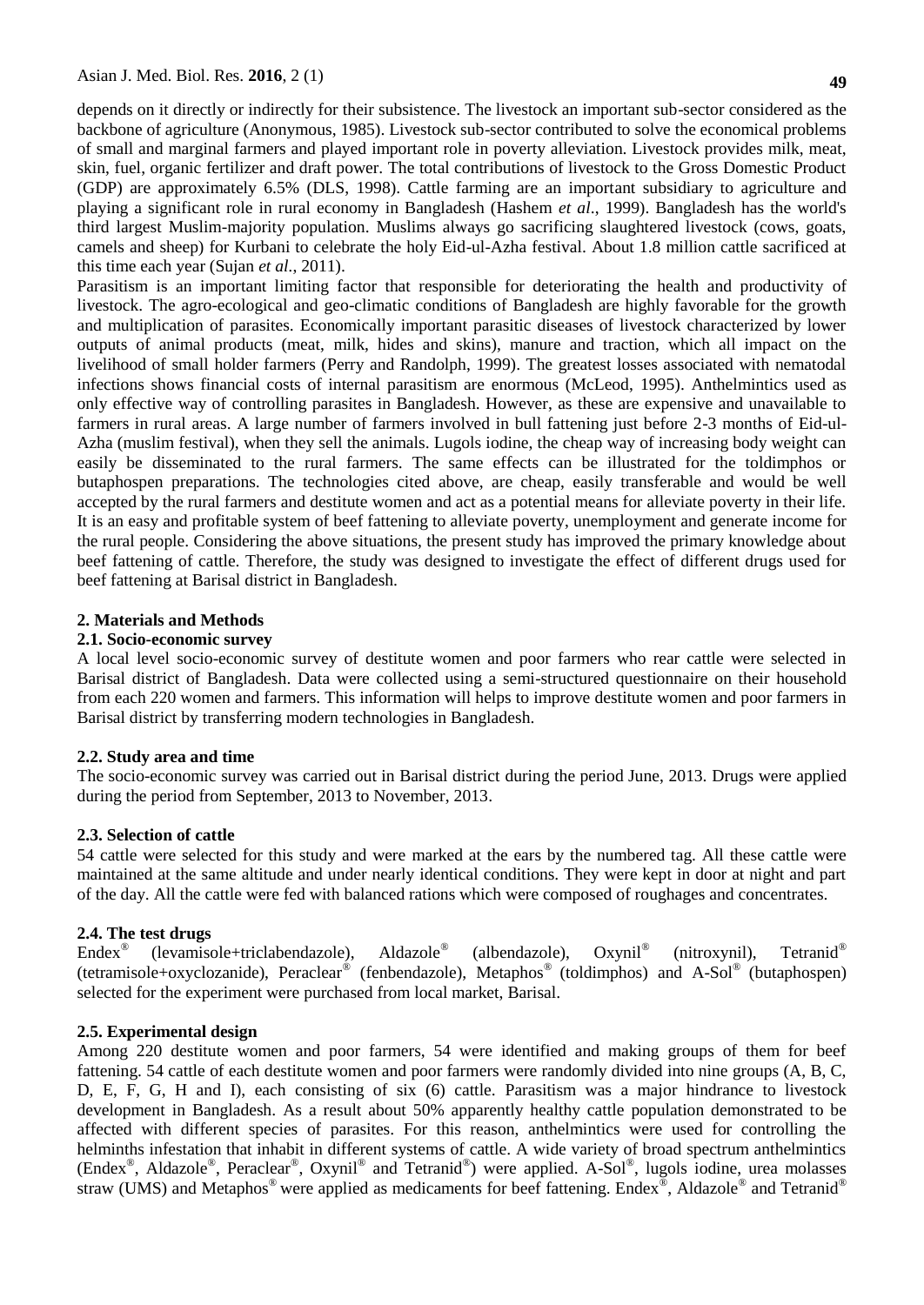depends on it directly or indirectly for their subsistence. The livestock an important sub-sector considered as the backbone of agriculture (Anonymous, 1985). Livestock sub-sector contributed to solve the economical problems of small and marginal farmers and played important role in poverty alleviation. Livestock provides milk, meat, skin, fuel, organic fertilizer and draft power. The total contributions of livestock to the Gross Domestic Product (GDP) are approximately 6.5% (DLS, 1998). Cattle farming are an important subsidiary to agriculture and playing a significant role in rural economy in Bangladesh (Hashem *et al*., 1999). Bangladesh has the world's third largest Muslim-majority population. Muslims always go sacrificing slaughtered livestock (cows, goats, camels and sheep) for Kurbani to celebrate the holy Eid-ul-Azha festival. About 1.8 million cattle sacrificed at this time each year (Sujan *et al.*, 2011).

Parasitism is an important limiting factor that responsible for deteriorating the health and productivity of livestock. The agro-ecological and geo-climatic conditions of Bangladesh are highly favorable for the growth and multiplication of parasites. Economically important parasitic diseases of livestock characterized by lower outputs of animal products (meat, milk, hides and skins), manure and traction, which all impact on the livelihood of small holder farmers (Perry and Randolph, 1999). The greatest losses associated with nematodal infections shows financial costs of internal parasitism are enormous (McLeod, 1995). Anthelmintics used as only effective way of controlling parasites in Bangladesh. However, as these are expensive and unavailable to farmers in rural areas. A large number of farmers involved in bull fattening just before 2-3 months of Eid-ul-Azha (muslim festival), when they sell the animals. Lugols iodine, the cheap way of increasing body weight can easily be disseminated to the rural farmers. The same effects can be illustrated for the toldimphos or butaphospen preparations. The technologies cited above, are cheap, easily transferable and would be well accepted by the rural farmers and destitute women and act as a potential means for alleviate poverty in their life. It is an easy and profitable system of beef fattening to alleviate poverty, unemployment and generate income for the rural people. Considering the above situations, the present study has improved the primary knowledge about beef fattening of cattle. Therefore, the study was designed to investigate the effect of different drugs used for beef fattening at Barisal district in Bangladesh.

## 2. Materials and Methods

### 2.1. Socio-economic survey

A local level socio-economic survey of destitute women and poor farmers who rear cattle were selected in Barisal district of Bangladesh. Data were collected using a semi-structured questionnaire on their household from each 220 women and farmers. This information will helps to improve destitute women and poor farmers in Barisal district by transferring modern technologies in Bangladesh.

### 2.2. Study area and time

The socio-economic survey was carried out in Barisal district during the period June, 2013. Drugs were applied during the period from September, 2013 to November, 2013.

### 2.3. Selection of cattle

54 cattle were selected for this study and were marked at the ears by the numbered tag. All these cattle were maintained at the same altitude and under nearly identical conditions. They were kept in door at night and part of the day. All the cattle were fed with balanced rations which were composed of roughages and concentrates.

### 2.4. The test drugs

Endex® (levamisole+triclabendazole), Aldazole® (albendazole), Oxynil® (nitroxynil), Tetranid® (tetramisole+oxyclozanide), Peraclear® (fenbendazole), Metaphos® (toldimphos) and A-Sol® (butaphospen) selected for the experiment were purchased from local market, Barisal.

### 2.5. Experimental design

Among 220 destitute women and poor farmers, 54 were identified and making groups of them for beef fattening. 54 cattle of each destitute women and poor farmers were randomly divided into nine groups (A, B, C, D, E, F, G, H and I), each consisting of six (6) cattle. Parasitism was a major hindrance to livestock development in Bangladesh. As a result about 50% apparently healthy cattle population demonstrated to be affected with different species of parasites. For this reason, anthelmintics were used for controlling the helminths infestation that inhabit in different systems of cattle. A wide variety of broad spectrum anthelmintics (Endex®, Aldazole®, Peraclear®, Oxynil® and Tetranid®) were applied. A-Sol®, lugols iodine, urea molasses straw (UMS) and Metaphos® were applied as medicaments for beef fattening. Endex®, Aldazole® and Tetranid®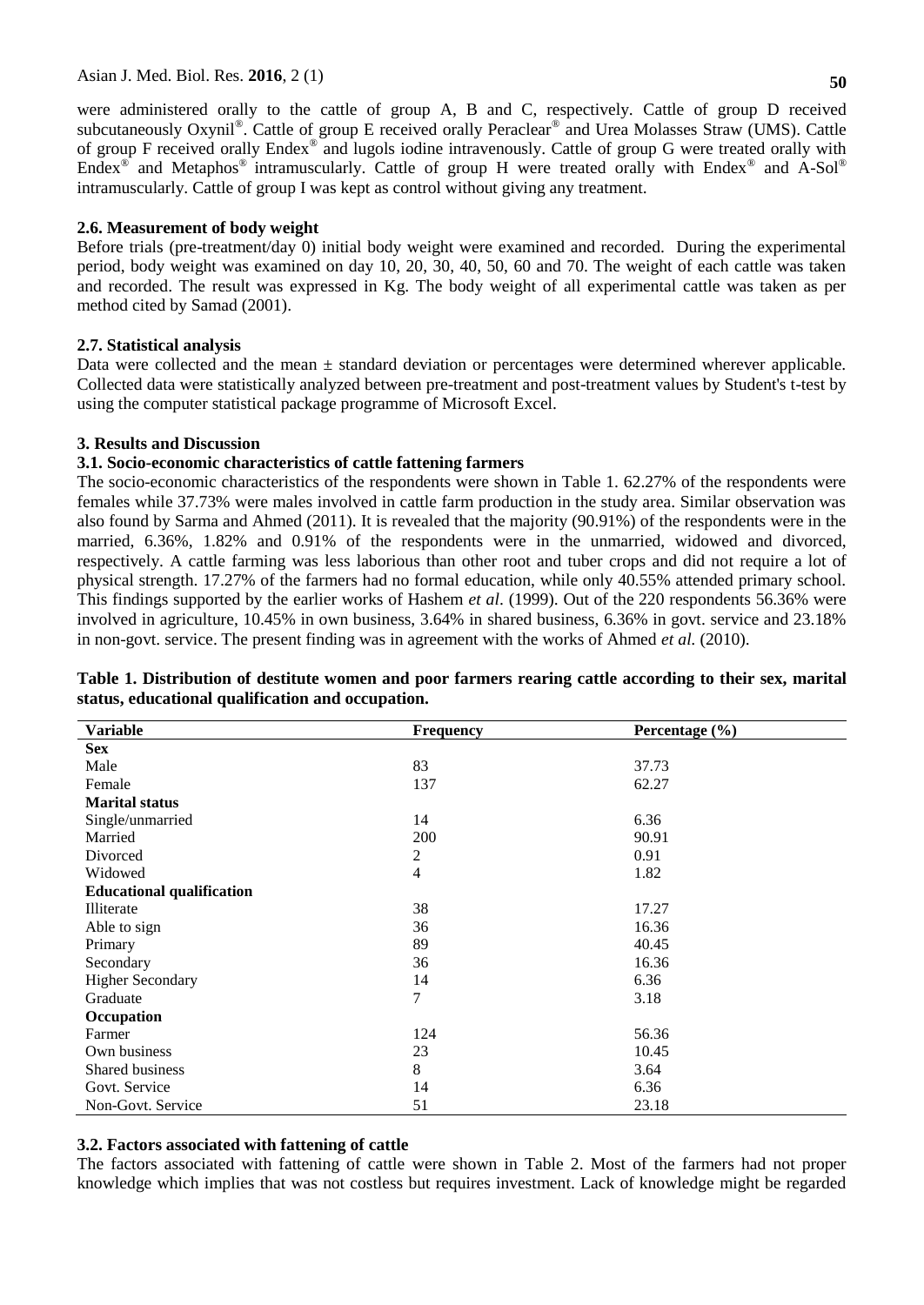were administered orally to the cattle of group A, B and C, respectively. Cattle of group D received subcutaneously Oxynil®. Cattle of group E received orally Peraclear® and Urea Molasses Straw (UMS). Cattle of group F received orally Endex® and lugols iodine intravenously. Cattle of group G were treated orally with Endex® and Metaphos® intramuscularly. Cattle of group H were treated orally with Endex® and A-Sol® intramuscularly. Cattle of group I was kept as control without giving any treatment.

### 2.6. Measurement of body weight

Before trials (pre-treatment/day 0) initial body weight were examined and recorded. During the experimental period, body weight was examined on day 10, 20, 30, 40, 50, 60 and 70. The weight of each cattle was taken and recorded. The result was expressed in Kg. The body weight of all experimental cattle was taken as per method cited by Samad (2001).

### 2.7. Statistical analysis

Data were collected and the mean ± standard deviation or percentages were determined wherever applicable. Collected data were statistically analyzed between pre-treatment and post-treatment values by Student's t-test by using the computer statistical package programme of Microsoft Excel.

## 3. Results and Discussion

### 3.1. Socio-economic characteristics of cattle fattening farmers

The socio-economic characteristics of the respondents were shown in Table 1. 62.27% of the respondents were females while 37.73% were males involved in cattle farm production in the study area. Similar observation was also found by Sarma and Ahmed (2011). It is revealed that the majority (90.91%) of the respondents were in the married, 6.36%, 1.82% and 0.91% of the respondents were in the unmarried, widowed and divorced, respectively. A cattle farming was less laborious than other root and tuber crops and did not require a lot of physical strength. 17.27% of the farmers had no formal education, while only 40.55% attended primary school. This findings supported by the earlier works of Hashem *et al*. (1999). Out of the 220 respondents 56.36% were involved in agriculture, 10.45% in own business, 3.64% in shared business, 6.36% in govt. service and 23.18% in non-govt. service. The present finding was in agreement with the works of Ahmed *et al.* (2010).

**Table 1. Distribution of destitute women and poor farmers rearing cattle according to their sex, marital status, educational qualification and occupation.**

| Variable | Frequency | Percentage (%) |
|---|---|---|
| **Sex** | | |
| Male | 83 | 37.73 |
| Female | 137 | 62.27 |
| **Marital status** | | |
| Single/unmarried | 14 | 6.36 |
| Married | 200 | 90.91 |
| Divorced | 2 | 0.91 |
| Widowed | 4 | 1.82 |
| **Educational qualification** | | |
| Illiterate | 38 | 17.27 |
| Able to sign | 36 | 16.36 |
| Primary | 89 | 40.45 |
| Secondary | 36 | 16.36 |
| Higher Secondary | 14 | 6.36 |
| Graduate | 7 | 3.18 |
| **Occupation** | | |
| Farmer | 124 | 56.36 |
| Own business | 23 | 10.45 |
| Shared business | 8 | 3.64 |
| Govt. Service | 14 | 6.36 |
| Non-Govt. Service | 51 | 23.18 |

### 3.2. Factors associated with fattening of cattle

The factors associated with fattening of cattle were shown in Table 2. Most of the farmers had not proper knowledge which implies that was not costless but requires investment. Lack of knowledge might be regarded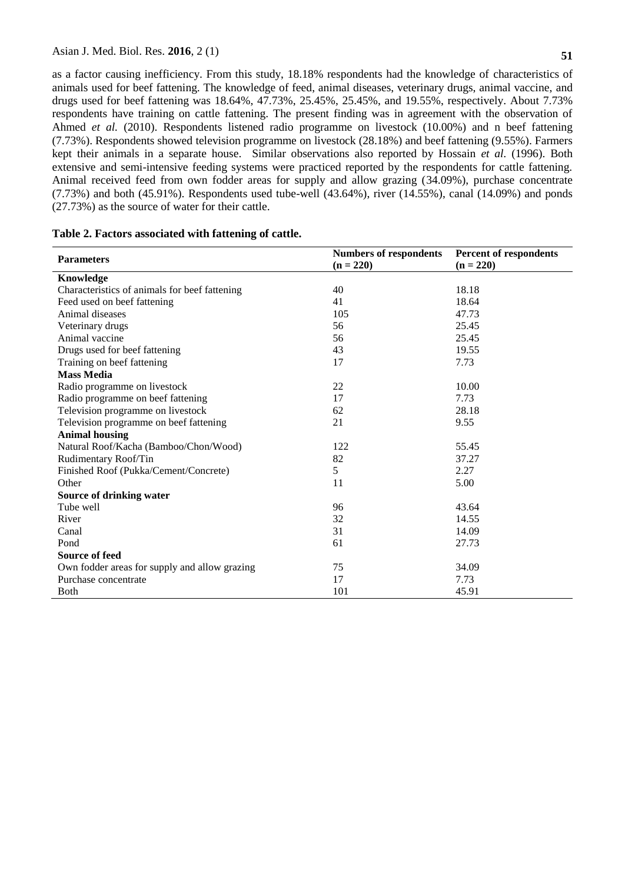as a factor causing inefficiency. From this study, 18.18% respondents had the knowledge of characteristics of animals used for beef fattening. The knowledge of feed, animal diseases, veterinary drugs, animal vaccine, and drugs used for beef fattening was 18.64%, 47.73%, 25.45%, 25.45%, and 19.55%, respectively. About 7.73% respondents have training on cattle fattening. The present finding was in agreement with the observation of Ahmed *et al.* (2010). Respondents listened radio programme on livestock (10.00%) and n beef fattening (7.73%). Respondents showed television programme on livestock (28.18%) and beef fattening (9.55%). Farmers kept their animals in a separate house. Similar observations also reported by Hossain *et al*. (1996). Both extensive and semi-intensive feeding systems were practiced reported by the respondents for cattle fattening. Animal received feed from own fodder areas for supply and allow grazing (34.09%), purchase concentrate (7.73%) and both (45.91%). Respondents used tube-well (43.64%), river (14.55%), canal (14.09%) and ponds (27.73%) as the source of water for their cattle.

**Table 2. Factors associated with fattening of cattle.**

| Parameters | Numbers of respondents (n = 220) | Percent of respondents (n = 220) |
|---|---|---|
| **Knowledge** | | |
| Characteristics of animals for beef fattening | 40 | 18.18 |
| Feed used on beef fattening | 41 | 18.64 |
| Animal diseases | 105 | 47.73 |
| Veterinary drugs | 56 | 25.45 |
| Animal vaccine | 56 | 25.45 |
| Drugs used for beef fattening | 43 | 19.55 |
| Training on beef fattening | 17 | 7.73 |
| **Mass Media** | | |
| Radio programme on livestock | 22 | 10.00 |
| Radio programme on beef fattening | 17 | 7.73 |
| Television programme on livestock | 62 | 28.18 |
| Television programme on beef fattening | 21 | 9.55 |
| **Animal housing** | | |
| Natural Roof/Kacha (Bamboo/Chon/Wood) | 122 | 55.45 |
| Rudimentary Roof/Tin | 82 | 37.27 |
| Finished Roof (Pukka/Cement/Concrete) | 5 | 2.27 |
| Other | 11 | 5.00 |
| **Source of drinking water** | | |
| Tube well | 96 | 43.64 |
| River | 32 | 14.55 |
| Canal | 31 | 14.09 |
| Pond | 61 | 27.73 |
| **Source of feed** | | |
| Own fodder areas for supply and allow grazing | 75 | 34.09 |
| Purchase concentrate | 17 | 7.73 |
| Both | 101 | 45.91 |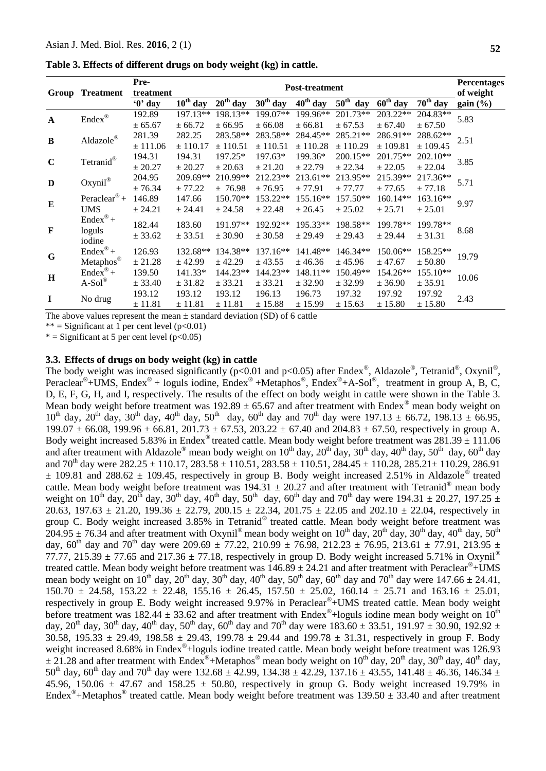**Table 3. Effects of different drugs on body weight (kg) in cattle.**

| Group | Treatment | Pre-treatment | Post-treatment | | | | | | | Percentages of weight gain (%) |
|---|---|---|---|---|---|---|---|---|---|---|
| | | '0' day | 10th day | 20th day | 30th day | 40th day | 50th day | 60th day | 70th day | |
| **A** | Endex® | 192.89 ± 65.67 | 197.13** ± 66.72 | 198.13** ± 66.95 | 199.07** ± 66.08 | 199.96** ± 66.81 | 201.73** ± 67.53 | 203.22** ± 67.40 | 204.83** ± 67.50 | 5.83 |
| **B** | Aldazole® | 281.39 ± 111.06 | 282.25 ± 110.17 | 283.58** ± 110.51 | 283.58** ± 110.51 | 284.45** ± 110.28 | 285.21** ± 110.29 | 286.91** ± 109.81 | 288.62** ± 109.45 | 2.51 |
| **C** | Tetranid® | 194.31 ± 20.27 | 194.31 ± 20.27 | 197.25* ± 20.63 | 197.63* ± 21.20 | 199.36* ± 22.79 | 200.15** ± 22.34 | 201.75** ± 22.05 | 202.10** ± 22.04 | 3.85 |
| **D** | Oxynil® | 204.95 ± 76.34 | 209.69** ± 77.22 | 210.99** ± 76.98 | 212.23** ± 76.95 | 213.61** ± 77.91 | 213.95** ± 77.77 | 215.39** ± 77.65 | 217.36** ± 77.18 | 5.71 |
| **E** | Peraclear® + UMS | 146.89 ± 24.21 | 147.66 ± 24.41 | 150.70** ± 24.58 | 153.22** ± 22.48 | 155.16** ± 26.45 | 157.50** ± 25.02 | 160.14** ± 25.71 | 163.16** ± 25.01 | 9.97 |
| **F** | Endex® + loguls iodine | 182.44 ± 33.62 | 183.60 ± 33.51 | 191.97** ± 30.90 | 192.92** ± 30.58 | 195.33** ± 29.49 | 198.58** ± 29.43 | 199.78** ± 29.44 | 199.78** ± 31.31 | 8.68 |
| **G** | Endex® + Metaphos® | 126.93 ± 21.28 | 132.68** ± 42.99 | 134.38** ± 42.29 | 137.16** ± 43.55 | 141.48** ± 46.36 | 146.34** ± 45.96 | 150.06** ± 47.67 | 158.25** ± 50.80 | 19.79 |
| **H** | Endex® + A-Sol® | 139.50 ± 33.40 | 141.33* ± 31.82 | 144.23** ± 33.21 | 144.23** ± 33.21 | 148.11** ± 32.90 | 150.49** ± 32.99 | 154.26** ± 36.90 | 155.10** ± 35.91 | 10.06 |
| **I** | No drug | 193.12 ± 11.81 | 193.12 ± 11.81 | 193.12 ± 11.81 | 196.13 ± 15.88 | 196.73 ± 15.99 | 197.32 ± 15.63 | 197.92 ± 15.80 | 197.92 ± 15.80 | 2.43 |

The above values represent the mean ± standard deviation (SD) of 6 cattle

** = Significant at 1 per cent level ($p<0.01$)

* = Significant at 5 per cent level ($p<0.05$)

### 3.3. Effects of drugs on body weight (kg) in cattle

The body weight was increased significantly ($p<0.01$ and $p<0.05$) after Endex®, Aldazole®, Tetranid®, Oxynil®, Peraclear®+UMS, Endex® + loguls iodine, Endex® +Metaphos®, Endex®+A-Sol®, treatment in group A, B, C, D, E, F, G, H, and I, respectively. The results of the effect on body weight in cattle were shown in the Table 3. Mean body weight before treatment was 192.89 ± 65.67 and after treatment with Endex® mean body weight on 10th day, 20th day, 30th day, 40th day, 50th day, 60th day and 70th day were 197.13 ± 66.72, 198.13 ± 66.95, 199.07 ± 66.08, 199.96 ± 66.81, 201.73 ± 67.53, 203.22 ± 67.40 and 204.83 ± 67.50, respectively in group A. Body weight increased 5.83% in Endex® treated cattle. Mean body weight before treatment was 281.39 ± 111.06 and after treatment with Aldazole® mean body weight on 10th day, 20th day, 30th day, 40th day, 50th day, 60th day and 70th day were 282.25 ± 110.17, 283.58 ± 110.51, 283.58 ± 110.51, 284.45 ± 110.28, 285.21± 110.29, 286.91 ± 109.81 and 288.62 ± 109.45, respectively in group B. Body weight increased 2.51% in Aldazole® treated cattle. Mean body weight before treatment was 194.31 ± 20.27 and after treatment with Tetranid® mean body weight on 10th day, 20th day, 30th day, 40th day, 50th day, 60th day and 70th day were 194.31 ± 20.27, 197.25 ± 20.63, 197.63 ± 21.20, 199.36 ± 22.79, 200.15 ± 22.34, 201.75 ± 22.05 and 202.10 ± 22.04, respectively in group C. Body weight increased 3.85% in Tetranid® treated cattle. Mean body weight before treatment was 204.95 ± 76.34 and after treatment with Oxynil® mean body weight on 10th day, 20th day, 30th day, 40th day, 50th day, 60th day and 70th day were 209.69 ± 77.22, 210.99 ± 76.98, 212.23 ± 76.95, 213.61 ± 77.91, 213.95 ± 77.77, 215.39 ± 77.65 and 217.36 ± 77.18, respectively in group D. Body weight increased 5.71% in Oxynil® treated cattle. Mean body weight before treatment was 146.89 ± 24.21 and after treatment with Peraclear®+UMS mean body weight on 10th day, 20th day, 30th day, 40th day, 50th day, 60th day and 70th day were 147.66 ± 24.41, 150.70 ± 24.58, 153.22 ± 22.48, 155.16 ± 26.45, 157.50 ± 25.02, 160.14 ± 25.71 and 163.16 ± 25.01, respectively in group E. Body weight increased 9.97% in Peraclear®+UMS treated cattle. Mean body weight before treatment was 182.44 ± 33.62 and after treatment with Endex®+loguls iodine mean body weight on 10th day, 20th day, 30th day, 40th day, 50th day, 60th day and 70th day were 183.60 ± 33.51, 191.97 ± 30.90, 192.92 ± 30.58, 195.33 ± 29.49, 198.58 ± 29.43, 199.78 ± 29.44 and 199.78 ± 31.31, respectively in group F. Body weight increased 8.68% in Endex®+loguls iodine treated cattle. Mean body weight before treatment was 126.93 ± 21.28 and after treatment with Endex®+Metaphos® mean body weight on 10th day, 20th day, 30th day, 40th day, 50th day, 60th day and 70th day were 132.68 ± 42.99, 134.38 ± 42.29, 137.16 ± 43.55, 141.48 ± 46.36, 146.34 ± 45.96, 150.06 ± 47.67 and 158.25 ± 50.80, respectively in group G. Body weight increased 19.79% in Endex®+Metaphos® treated cattle. Mean body weight before treatment was 139.50 ± 33.40 and after treatment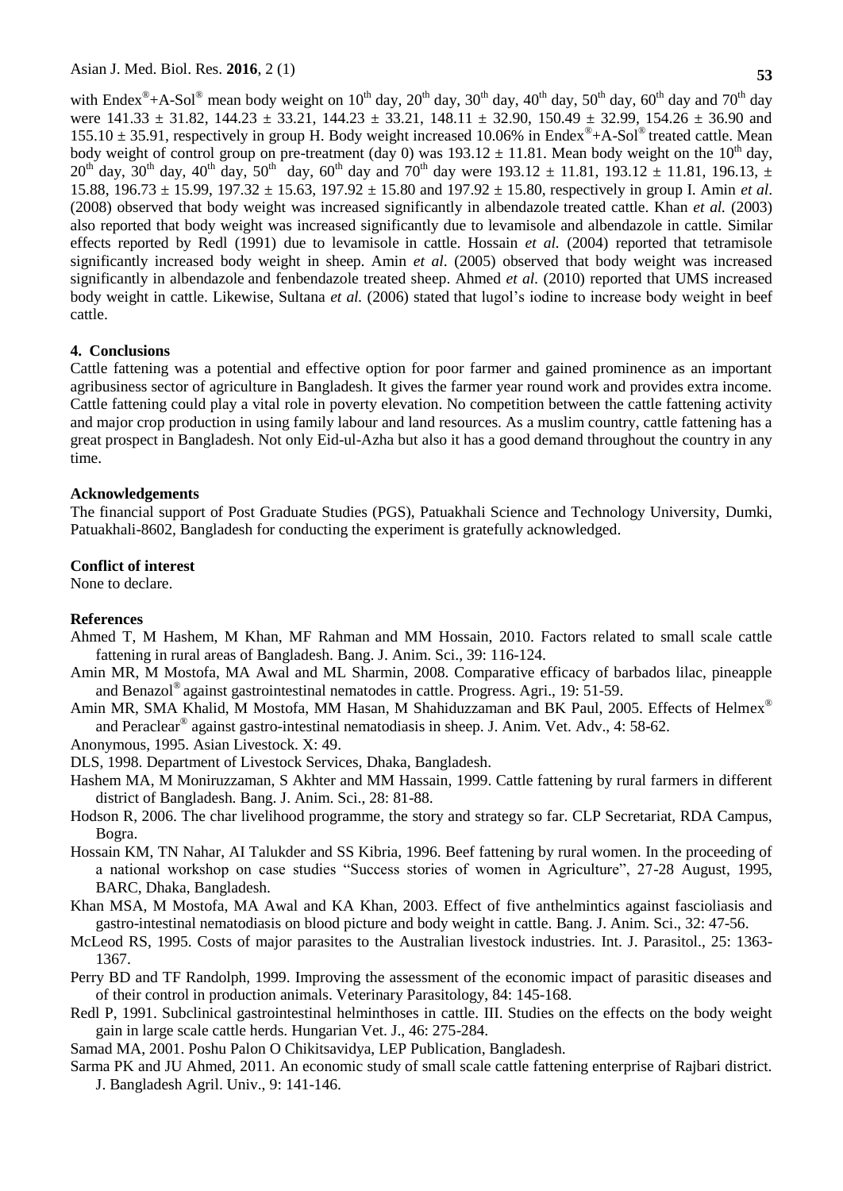with Endex®+A-Sol® mean body weight on $10^{th}$ day, $20^{th}$ day, $30^{th}$ day, $40^{th}$ day, $50^{th}$ day, $60^{th}$ day and $70^{th}$ day were 141.33 ± 31.82, 144.23 ± 33.21, 144.23 ± 33.21, 148.11 ± 32.90, 150.49 ± 32.99, 154.26 ± 36.90 and 155.10 ± 35.91, respectively in group H. Body weight increased 10.06% in Endex®+A-Sol® treated cattle. Mean body weight of control group on pre-treatment (day 0) was 193.12 ± 11.81. Mean body weight on the $10^{th}$ day, $20^{th}$ day, $30^{th}$ day, $40^{th}$ day, $50^{th}$ day, $60^{th}$ day and $70^{th}$ day were 193.12 ± 11.81, 193.12 ± 11.81, 196.13, ± 15.88, 196.73 ± 15.99, 197.32 ± 15.63, 197.92 ± 15.80 and 197.92 ± 15.80, respectively in group I. Amin *et al*. (2008) observed that body weight was increased significantly in albendazole treated cattle. Khan *et al.* (2003) also reported that body weight was increased significantly due to levamisole and albendazole in cattle. Similar effects reported by Redl (1991) due to levamisole in cattle. Hossain *et al.* (2004) reported that tetramisole significantly increased body weight in sheep. Amin *et al*. (2005) observed that body weight was increased significantly in albendazole and fenbendazole treated sheep. Ahmed *et al.* (2010) reported that UMS increased body weight in cattle. Likewise, Sultana *et al.* (2006) stated that lugol's iodine to increase body weight in beef cattle.

## 4. Conclusions

Cattle fattening was a potential and effective option for poor farmer and gained prominence as an important agribusiness sector of agriculture in Bangladesh. It gives the farmer year round work and provides extra income. Cattle fattening could play a vital role in poverty elevation. No competition between the cattle fattening activity and major crop production in using family labour and land resources. As a muslim country, cattle fattening has a great prospect in Bangladesh. Not only Eid-ul-Azha but also it has a good demand throughout the country in any time.

## Acknowledgements

The financial support of Post Graduate Studies (PGS), Patuakhali Science and Technology University, Dumki, Patuakhali-8602, Bangladesh for conducting the experiment is gratefully acknowledged.

## Conflict of interest

None to declare.

## References

Ahmed T, M Hashem, M Khan, MF Rahman and MM Hossain, 2010. Factors related to small scale cattle fattening in rural areas of Bangladesh. Bang. J. Anim. Sci., 39: 116-124.

Amin MR, M Mostofa, MA Awal and ML Sharmin, 2008. Comparative efficacy of barbados lilac, pineapple and Benazol® against gastrointestinal nematodes in cattle. Progress. Agri., 19: 51-59.

Amin MR, SMA Khalid, M Mostofa, MM Hasan, M Shahiduzzaman and BK Paul, 2005. Effects of Helmex® and Peraclear® against gastro-intestinal nematodiasis in sheep. J. Anim. Vet. Adv., 4: 58-62.

Anonymous, 1995. Asian Livestock. X: 49.

DLS, 1998. Department of Livestock Services, Dhaka, Bangladesh.

Hashem MA, M Moniruzzaman, S Akhter and MM Hassain, 1999. Cattle fattening by rural farmers in different district of Bangladesh. Bang. J. Anim. Sci., 28: 81-88.

Hodson R, 2006. The char livelihood programme, the story and strategy so far. CLP Secretariat, RDA Campus, Bogra.

Hossain KM, TN Nahar, AI Talukder and SS Kibria, 1996. Beef fattening by rural women. In the proceeding of a national workshop on case studies "Success stories of women in Agriculture", 27-28 August, 1995, BARC, Dhaka, Bangladesh.

Khan MSA, M Mostofa, MA Awal and KA Khan, 2003. Effect of five anthelmintics against fascioliasis and gastro-intestinal nematodiasis on blood picture and body weight in cattle. Bang. J. Anim. Sci., 32: 47-56.

McLeod RS, 1995. Costs of major parasites to the Australian livestock industries. Int. J. Parasitol., 25: 1363-1367.

Perry BD and TF Randolph, 1999. Improving the assessment of the economic impact of parasitic diseases and of their control in production animals. Veterinary Parasitology, 84: 145-168.

Redl P, 1991. Subclinical gastrointestinal helminthoses in cattle. III. Studies on the effects on the body weight gain in large scale cattle herds. Hungarian Vet. J., 46: 275-284.

Samad MA, 2001. Poshu Palon O Chikitsavidya, LEP Publication, Bangladesh.

Sarma PK and JU Ahmed, 2011. An economic study of small scale cattle fattening enterprise of Rajbari district. J. Bangladesh Agril. Univ., 9: 141-146.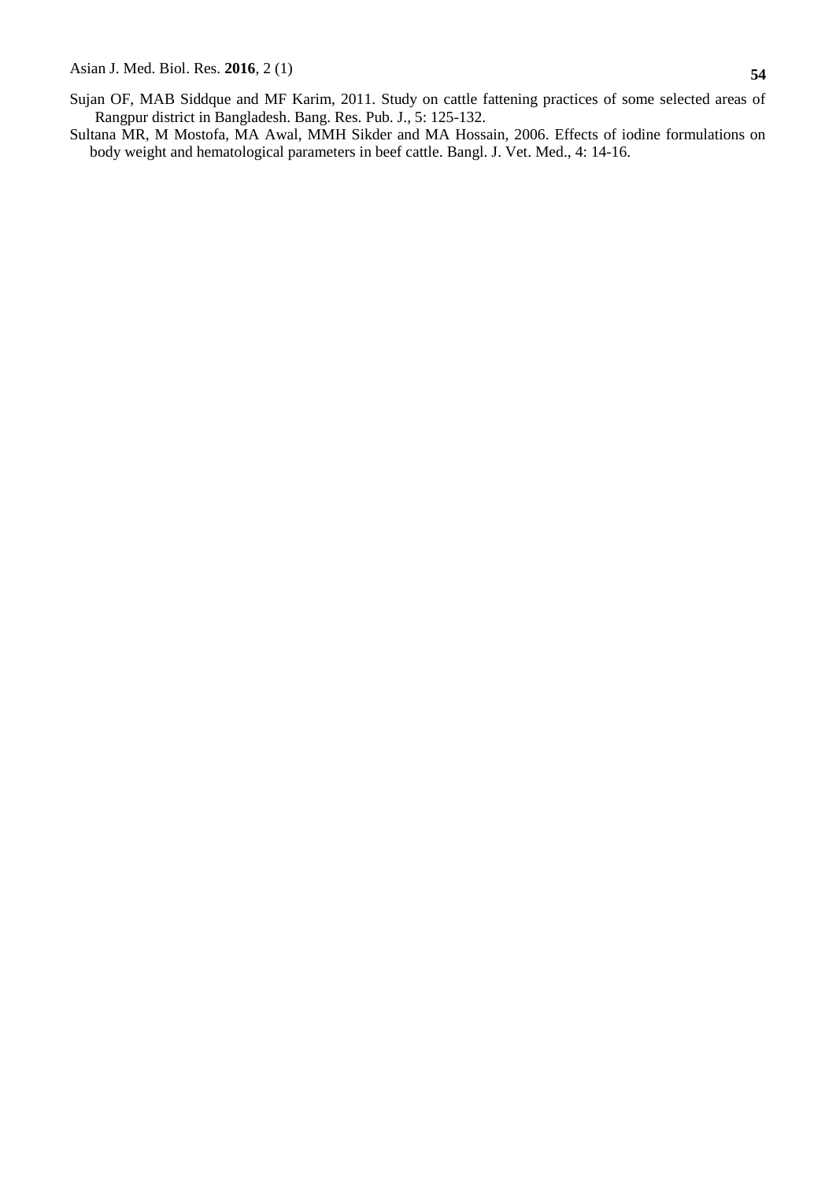Sujan OF, MAB Siddque and MF Karim, 2011. Study on cattle fattening practices of some selected areas of Rangpur district in Bangladesh. Bang. Res. Pub. J., 5: 125-132.

Sultana MR, M Mostofa, MA Awal, MMH Sikder and MA Hossain, 2006. Effects of iodine formulations on body weight and hematological parameters in beef cattle. Bangl. J. Vet. Med., 4: 14-16.